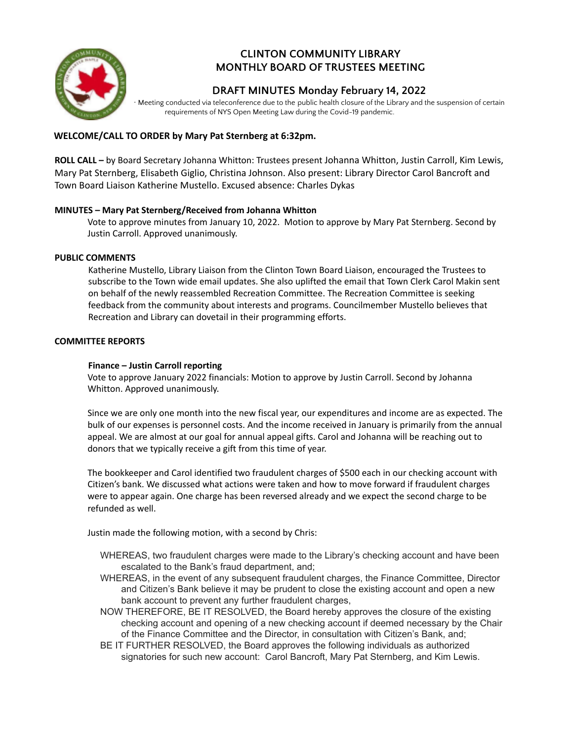# CLINTON COMMUNITY LIBRARY
# MONTHLY BOARD OF TRUSTEES MEETING

## DRAFT MINUTES Monday February 14, 2022

· Meeting conducted via teleconference due to the public health closure of the Library and the suspension of certain requirements of NYS Open Meeting Law during the Covid-19 pandemic.

**WELCOME/CALL TO ORDER by Mary Pat Sternberg at 6:32pm.**

**ROLL CALL –** by Board Secretary Johanna Whitton: Trustees present Johanna Whitton, Justin Carroll, Kim Lewis, Mary Pat Sternberg, Elisabeth Giglio, Christina Johnson. Also present: Library Director Carol Bancroft and Town Board Liaison Katherine Mustello. Excused absence: Charles Dykas

**MINUTES – Mary Pat Sternberg/Received from Johanna Whitton**

Vote to approve minutes from January 10, 2022. Motion to approve by Mary Pat Sternberg. Second by Justin Carroll. Approved unanimously.

**PUBLIC COMMENTS**

Katherine Mustello, Library Liaison from the Clinton Town Board Liaison, encouraged the Trustees to subscribe to the Town wide email updates. She also uplifted the email that Town Clerk Carol Makin sent on behalf of the newly reassembled Recreation Committee. The Recreation Committee is seeking feedback from the community about interests and programs. Councilmember Mustello believes that Recreation and Library can dovetail in their programming efforts.

**COMMITTEE REPORTS**

**Finance – Justin Carroll reporting**

Vote to approve January 2022 financials: Motion to approve by Justin Carroll. Second by Johanna Whitton. Approved unanimously.

Since we are only one month into the new fiscal year, our expenditures and income are as expected. The bulk of our expenses is personnel costs. And the income received in January is primarily from the annual appeal. We are almost at our goal for annual appeal gifts. Carol and Johanna will be reaching out to donors that we typically receive a gift from this time of year.

The bookkeeper and Carol identified two fraudulent charges of $500 each in our checking account with Citizen's bank. We discussed what actions were taken and how to move forward if fraudulent charges were to appear again. One charge has been reversed already and we expect the second charge to be refunded as well.

Justin made the following motion, with a second by Chris:

WHEREAS, two fraudulent charges were made to the Library's checking account and have been escalated to the Bank's fraud department, and;

WHEREAS, in the event of any subsequent fraudulent charges, the Finance Committee, Director and Citizen's Bank believe it may be prudent to close the existing account and open a new bank account to prevent any further fraudulent charges,

NOW THEREFORE, BE IT RESOLVED, the Board hereby approves the closure of the existing checking account and opening of a new checking account if deemed necessary by the Chair of the Finance Committee and the Director, in consultation with Citizen's Bank, and;

BE IT FURTHER RESOLVED, the Board approves the following individuals as authorized signatories for such new account: Carol Bancroft, Mary Pat Sternberg, and Kim Lewis.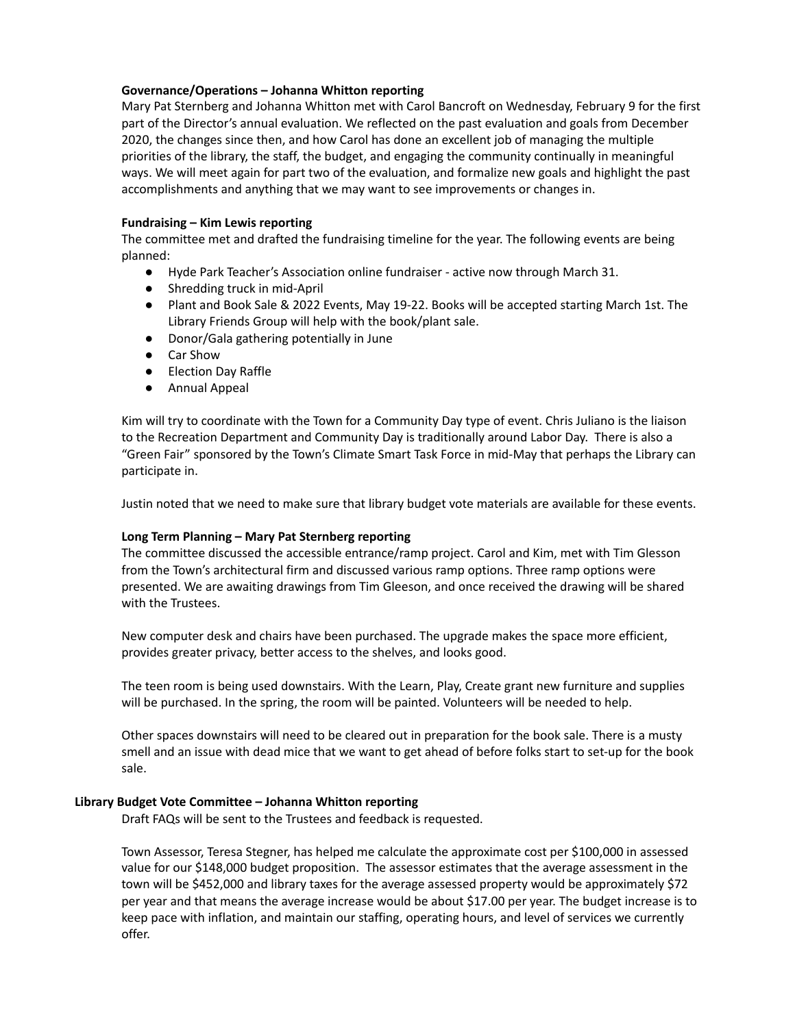**Governance/Operations – Johanna Whitton reporting**

Mary Pat Sternberg and Johanna Whitton met with Carol Bancroft on Wednesday, February 9 for the first part of the Director's annual evaluation. We reflected on the past evaluation and goals from December 2020, the changes since then, and how Carol has done an excellent job of managing the multiple priorities of the library, the staff, the budget, and engaging the community continually in meaningful ways. We will meet again for part two of the evaluation, and formalize new goals and highlight the past accomplishments and anything that we may want to see improvements or changes in.

**Fundraising – Kim Lewis reporting**

The committee met and drafted the fundraising timeline for the year. The following events are being planned:

- Hyde Park Teacher's Association online fundraiser - active now through March 31.
- Shredding truck in mid-April
- Plant and Book Sale & 2022 Events, May 19-22. Books will be accepted starting March 1st. The Library Friends Group will help with the book/plant sale.
- Donor/Gala gathering potentially in June
- Car Show
- Election Day Raffle
- Annual Appeal

Kim will try to coordinate with the Town for a Community Day type of event. Chris Juliano is the liaison to the Recreation Department and Community Day is traditionally around Labor Day. There is also a "Green Fair" sponsored by the Town's Climate Smart Task Force in mid-May that perhaps the Library can participate in.

Justin noted that we need to make sure that library budget vote materials are available for these events.

**Long Term Planning – Mary Pat Sternberg reporting**

The committee discussed the accessible entrance/ramp project. Carol and Kim, met with Tim Glesson from the Town's architectural firm and discussed various ramp options. Three ramp options were presented. We are awaiting drawings from Tim Gleeson, and once received the drawing will be shared with the Trustees.

New computer desk and chairs have been purchased. The upgrade makes the space more efficient, provides greater privacy, better access to the shelves, and looks good.

The teen room is being used downstairs. With the Learn, Play, Create grant new furniture and supplies will be purchased. In the spring, the room will be painted. Volunteers will be needed to help.

Other spaces downstairs will need to be cleared out in preparation for the book sale. There is a musty smell and an issue with dead mice that we want to get ahead of before folks start to set-up for the book sale.

**Library Budget Vote Committee – Johanna Whitton reporting**

Draft FAQs will be sent to the Trustees and feedback is requested.

Town Assessor, Teresa Stegner, has helped me calculate the approximate cost per $100,000 in assessed value for our $148,000 budget proposition. The assessor estimates that the average assessment in the town will be $452,000 and library taxes for the average assessed property would be approximately $72 per year and that means the average increase would be about $17.00 per year. The budget increase is to keep pace with inflation, and maintain our staffing, operating hours, and level of services we currently offer.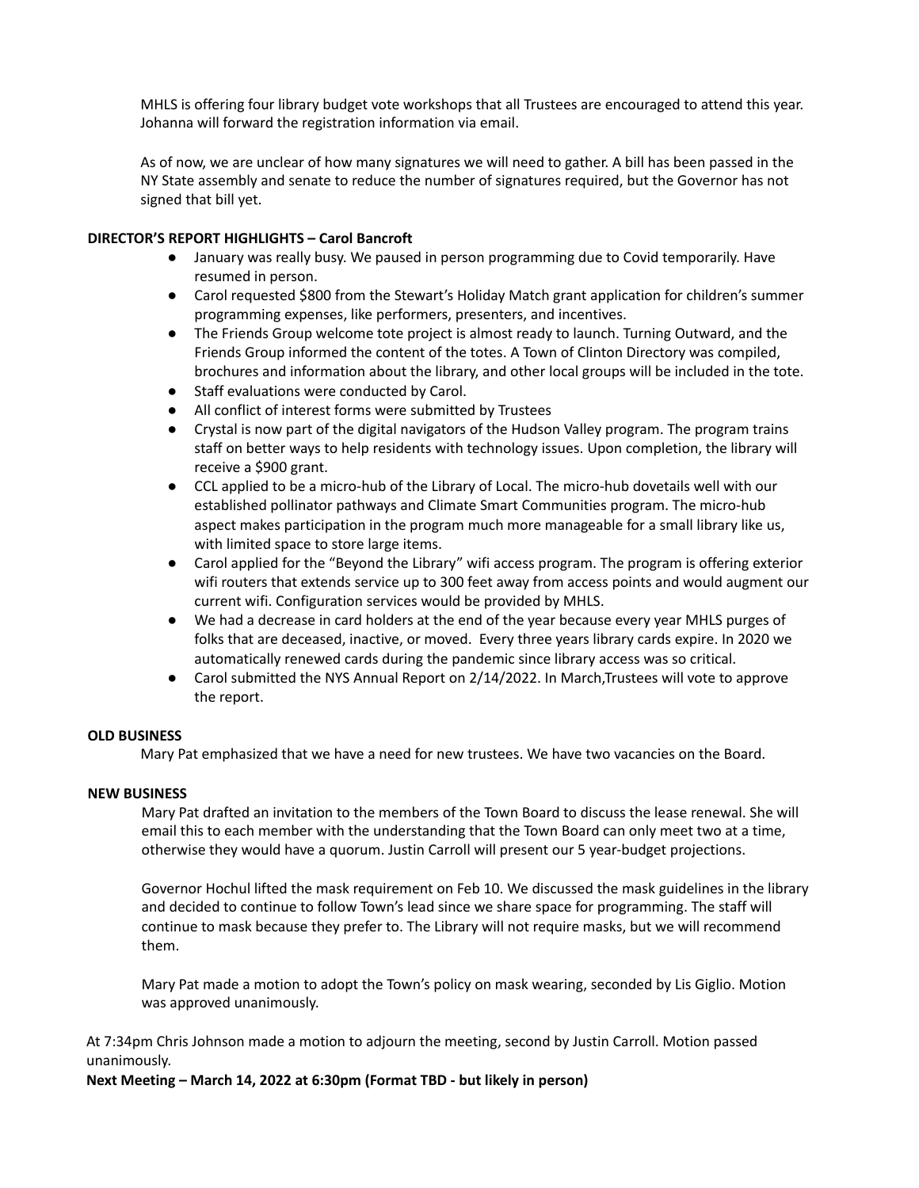MHLS is offering four library budget vote workshops that all Trustees are encouraged to attend this year. Johanna will forward the registration information via email.

As of now, we are unclear of how many signatures we will need to gather. A bill has been passed in the NY State assembly and senate to reduce the number of signatures required, but the Governor has not signed that bill yet.

**DIRECTOR'S REPORT HIGHLIGHTS – Carol Bancroft**

- January was really busy. We paused in person programming due to Covid temporarily. Have resumed in person.
- Carol requested $800 from the Stewart's Holiday Match grant application for children's summer programming expenses, like performers, presenters, and incentives.
- The Friends Group welcome tote project is almost ready to launch. Turning Outward, and the Friends Group informed the content of the totes. A Town of Clinton Directory was compiled, brochures and information about the library, and other local groups will be included in the tote.
- Staff evaluations were conducted by Carol.
- All conflict of interest forms were submitted by Trustees
- Crystal is now part of the digital navigators of the Hudson Valley program. The program trains staff on better ways to help residents with technology issues. Upon completion, the library will receive a $900 grant.
- CCL applied to be a micro-hub of the Library of Local. The micro-hub dovetails well with our established pollinator pathways and Climate Smart Communities program. The micro-hub aspect makes participation in the program much more manageable for a small library like us, with limited space to store large items.
- Carol applied for the "Beyond the Library" wifi access program. The program is offering exterior wifi routers that extends service up to 300 feet away from access points and would augment our current wifi. Configuration services would be provided by MHLS.
- We had a decrease in card holders at the end of the year because every year MHLS purges of folks that are deceased, inactive, or moved. Every three years library cards expire. In 2020 we automatically renewed cards during the pandemic since library access was so critical.
- Carol submitted the NYS Annual Report on 2/14/2022. In March,Trustees will vote to approve the report.

**OLD BUSINESS**

Mary Pat emphasized that we have a need for new trustees. We have two vacancies on the Board.

**NEW BUSINESS**

Mary Pat drafted an invitation to the members of the Town Board to discuss the lease renewal. She will email this to each member with the understanding that the Town Board can only meet two at a time, otherwise they would have a quorum. Justin Carroll will present our 5 year-budget projections.

Governor Hochul lifted the mask requirement on Feb 10. We discussed the mask guidelines in the library and decided to continue to follow Town's lead since we share space for programming. The staff will continue to mask because they prefer to. The Library will not require masks, but we will recommend them.

Mary Pat made a motion to adopt the Town's policy on mask wearing, seconded by Lis Giglio. Motion was approved unanimously.

At 7:34pm Chris Johnson made a motion to adjourn the meeting, second by Justin Carroll. Motion passed unanimously.

**Next Meeting – March 14, 2022 at 6:30pm (Format TBD - but likely in person)**